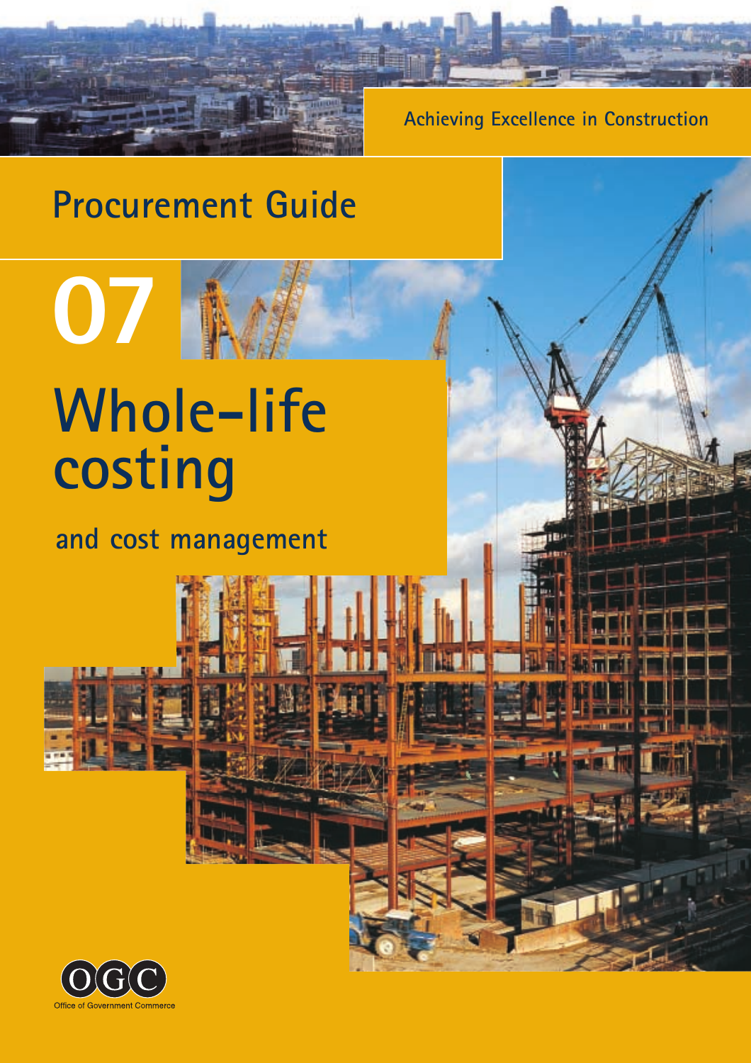Achieving Excellence in Construction

# Procurement Guide

# 07

# Whole-life costing

## and cost management

OGC

Office of Government Commerce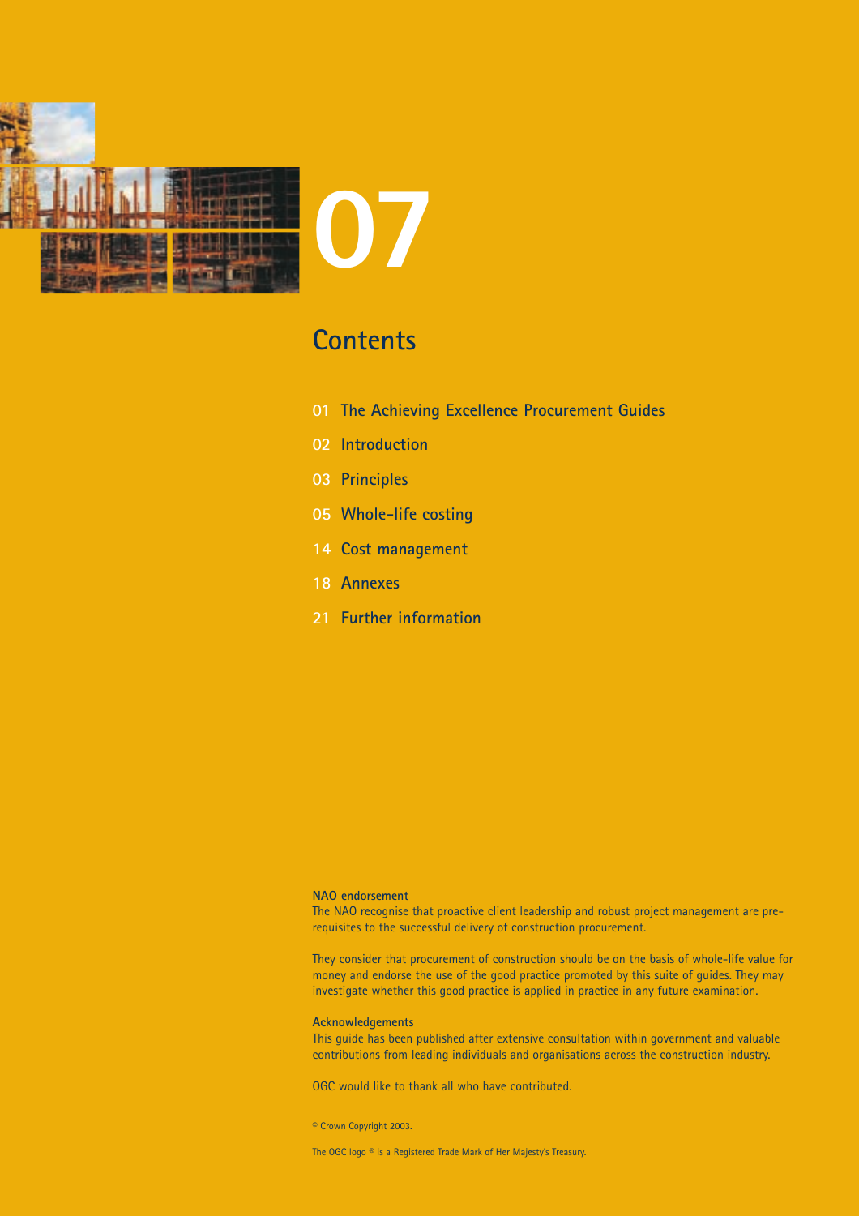# 07

## Contents

01 The Achieving Excellence Procurement Guides

02 Introduction

03 Principles

05 Whole-life costing

14 Cost management

18 Annexes

21 Further information

**NAO endorsement**

The NAO recognise that proactive client leadership and robust project management are pre-requisites to the successful delivery of construction procurement.

They consider that procurement of construction should be on the basis of whole-life value for money and endorse the use of the good practice promoted by this suite of guides. They may investigate whether this good practice is applied in practice in any future examination.

**Acknowledgements**

This guide has been published after extensive consultation within government and valuable contributions from leading individuals and organisations across the construction industry.

OGC would like to thank all who have contributed.

© Crown Copyright 2003.

The OGC logo ® is a Registered Trade Mark of Her Majesty's Treasury.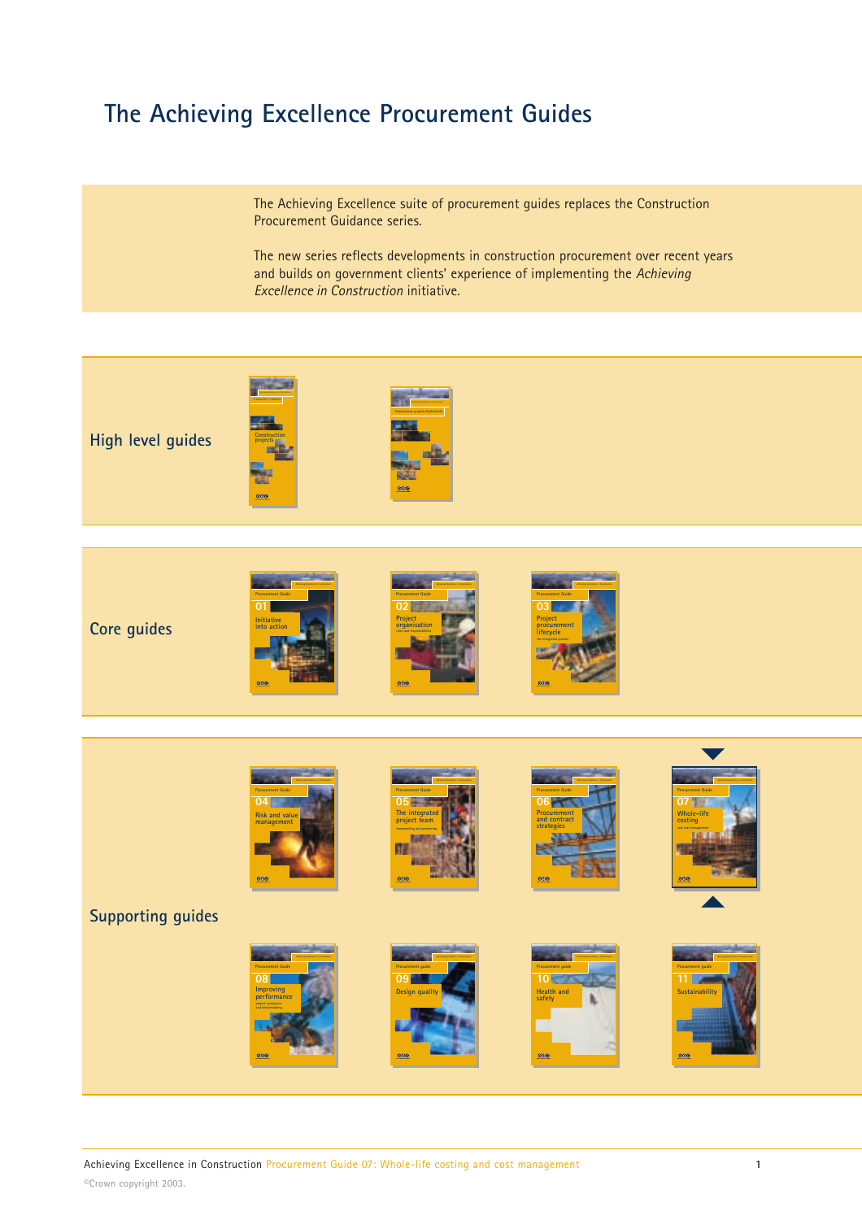# The Achieving Excellence Procurement Guides

The Achieving Excellence suite of procurement guides replaces the Construction Procurement Guidance series.

The new series reflects developments in construction procurement over recent years and builds on government clients' experience of implementing the *Achieving Excellence in Construction* initiative.

## High level guides

- Construction projects
- Construction projects Pocketbook

## Core guides

- 01 Initiative into action
- 02 Project organisation
- 03 Project procurement lifecycle

## Supporting guides

- 04 Risk and value management
- 05 The integrated project team
- 06 Procurement and contract strategies
- 07 Whole-life costing
- 08 Improving performance
- 09 Design quality
- 10 Health and safety
- 11 Sustainability

©Crown copyright 2003.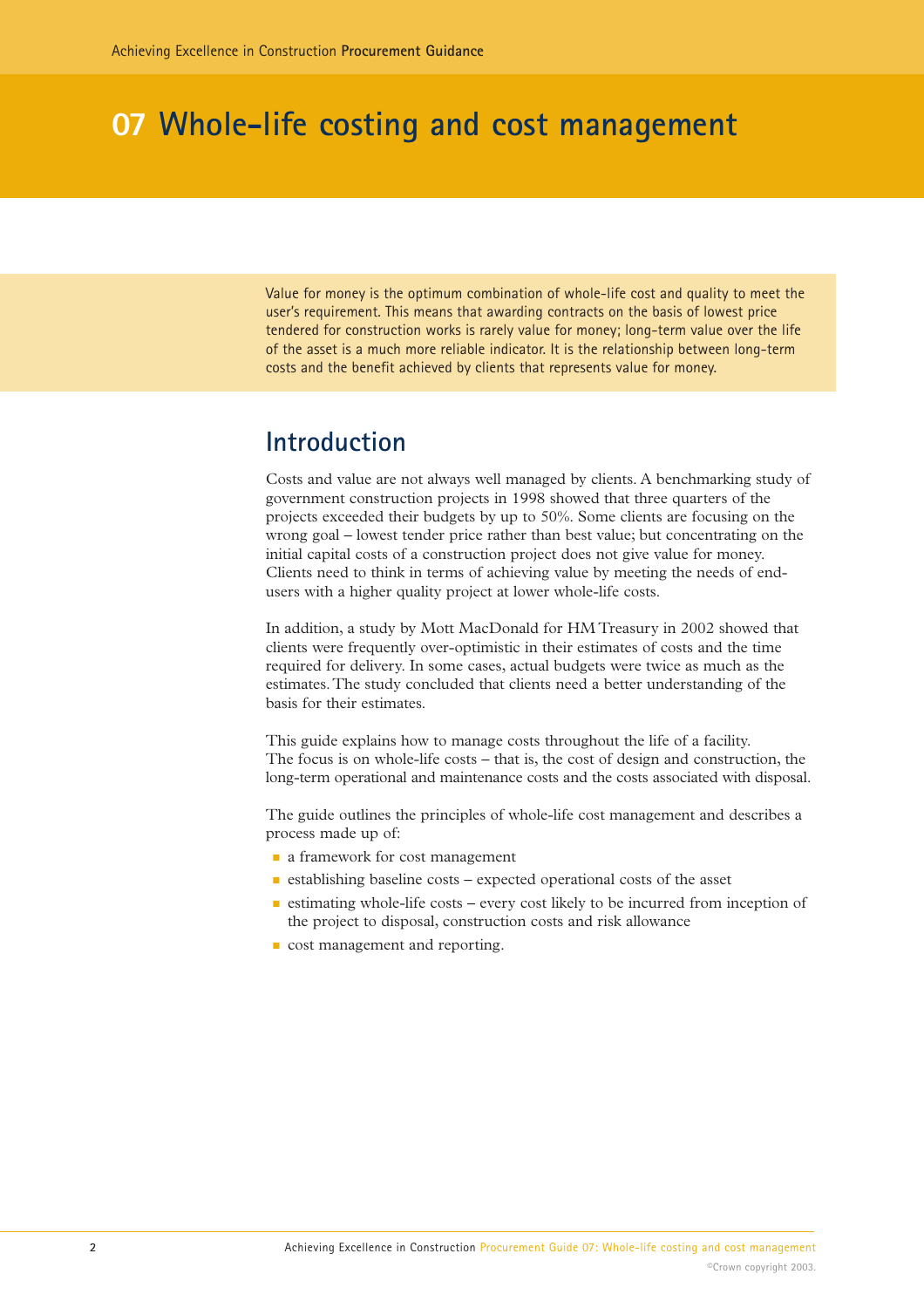# 07 Whole-life costing and cost management

Value for money is the optimum combination of whole-life cost and quality to meet the user's requirement. This means that awarding contracts on the basis of lowest price tendered for construction works is rarely value for money; long-term value over the life of the asset is a much more reliable indicator. It is the relationship between long-term costs and the benefit achieved by clients that represents value for money.

## Introduction

Costs and value are not always well managed by clients. A benchmarking study of government construction projects in 1998 showed that three quarters of the projects exceeded their budgets by up to 50%. Some clients are focusing on the wrong goal – lowest tender price rather than best value; but concentrating on the initial capital costs of a construction project does not give value for money. Clients need to think in terms of achieving value by meeting the needs of end-users with a higher quality project at lower whole-life costs.

In addition, a study by Mott MacDonald for HM Treasury in 2002 showed that clients were frequently over-optimistic in their estimates of costs and the time required for delivery. In some cases, actual budgets were twice as much as the estimates. The study concluded that clients need a better understanding of the basis for their estimates.

This guide explains how to manage costs throughout the life of a facility. The focus is on whole-life costs – that is, the cost of design and construction, the long-term operational and maintenance costs and the costs associated with disposal.

The guide outlines the principles of whole-life cost management and describes a process made up of:

- a framework for cost management
- establishing baseline costs – expected operational costs of the asset
- estimating whole-life costs – every cost likely to be incurred from inception of the project to disposal, construction costs and risk allowance
- cost management and reporting.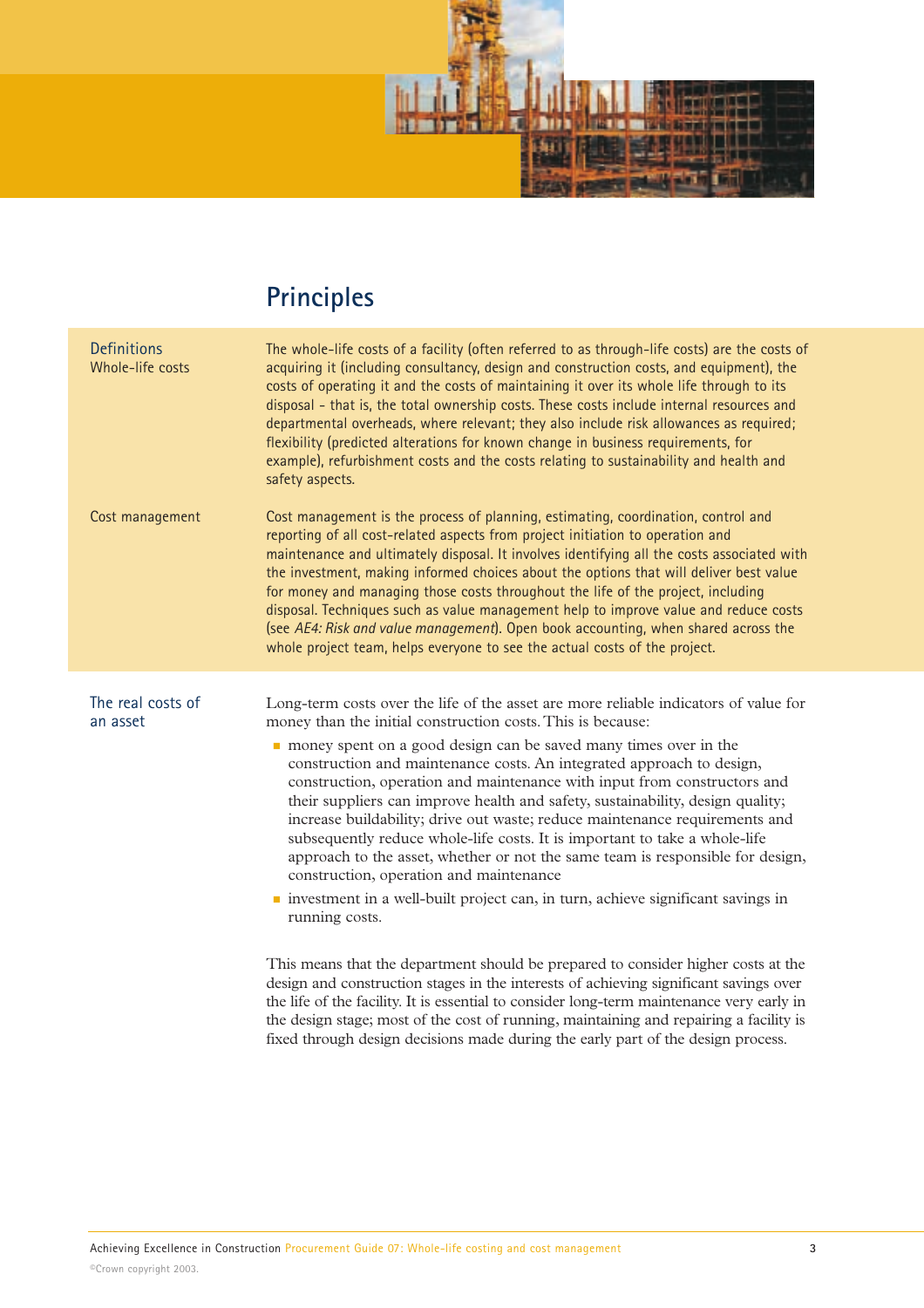# Principles

## Definitions

### Whole-life costs

The whole-life costs of a facility (often referred to as through-life costs) are the costs of acquiring it (including consultancy, design and construction costs, and equipment), the costs of operating it and the costs of maintaining it over its whole life through to its disposal - that is, the total ownership costs. These costs include internal resources and departmental overheads, where relevant; they also include risk allowances as required; flexibility (predicted alterations for known change in business requirements, for example), refurbishment costs and the costs relating to sustainability and health and safety aspects.

### Cost management

Cost management is the process of planning, estimating, coordination, control and reporting of all cost-related aspects from project initiation to operation and maintenance and ultimately disposal. It involves identifying all the costs associated with the investment, making informed choices about the options that will deliver best value for money and managing those costs throughout the life of the project, including disposal. Techniques such as value management help to improve value and reduce costs (see *AE4: Risk and value management*). Open book accounting, when shared across the whole project team, helps everyone to see the actual costs of the project.

## The real costs of an asset

Long-term costs over the life of the asset are more reliable indicators of value for money than the initial construction costs. This is because:

- money spent on a good design can be saved many times over in the construction and maintenance costs. An integrated approach to design, construction, operation and maintenance with input from constructors and their suppliers can improve health and safety, sustainability, design quality; increase buildability; drive out waste; reduce maintenance requirements and subsequently reduce whole-life costs. It is important to take a whole-life approach to the asset, whether or not the same team is responsible for design, construction, operation and maintenance
- investment in a well-built project can, in turn, achieve significant savings in running costs.

This means that the department should be prepared to consider higher costs at the design and construction stages in the interests of achieving significant savings over the life of the facility. It is essential to consider long-term maintenance very early in the design stage; most of the cost of running, maintaining and repairing a facility is fixed through design decisions made during the early part of the design process.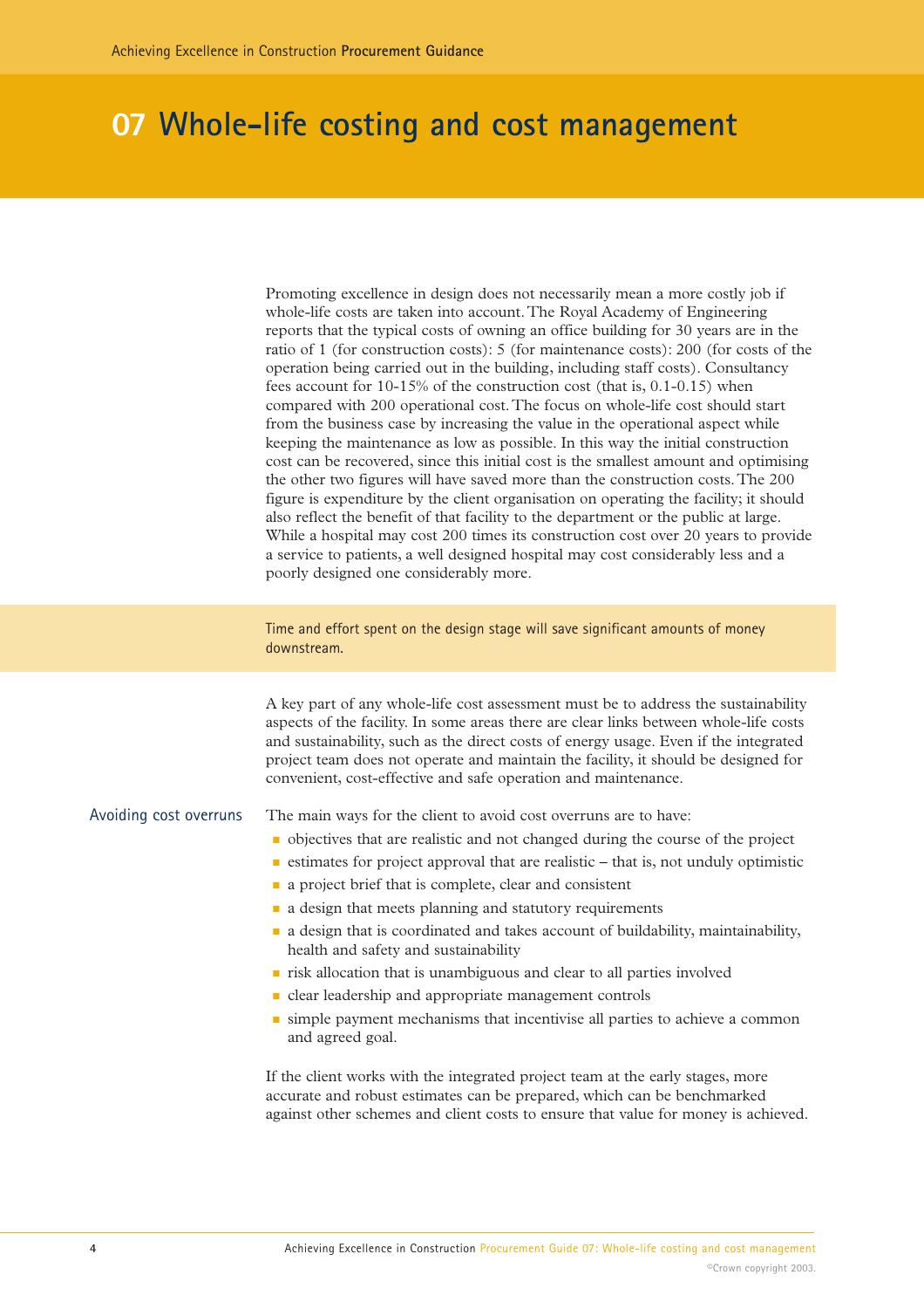# 07 Whole-life costing and cost management

Promoting excellence in design does not necessarily mean a more costly job if whole-life costs are taken into account. The Royal Academy of Engineering reports that the typical costs of owning an office building for 30 years are in the ratio of 1 (for construction costs): 5 (for maintenance costs): 200 (for costs of the operation being carried out in the building, including staff costs). Consultancy fees account for 10-15% of the construction cost (that is, 0.1-0.15) when compared with 200 operational cost. The focus on whole-life cost should start from the business case by increasing the value in the operational aspect while keeping the maintenance as low as possible. In this way the initial construction cost can be recovered, since this initial cost is the smallest amount and optimising the other two figures will have saved more than the construction costs. The 200 figure is expenditure by the client organisation on operating the facility; it should also reflect the benefit of that facility to the department or the public at large. While a hospital may cost 200 times its construction cost over 20 years to provide a service to patients, a well designed hospital may cost considerably less and a poorly designed one considerably more.

> Time and effort spent on the design stage will save significant amounts of money downstream.

A key part of any whole-life cost assessment must be to address the sustainability aspects of the facility. In some areas there are clear links between whole-life costs and sustainability, such as the direct costs of energy usage. Even if the integrated project team does not operate and maintain the facility, it should be designed for convenient, cost-effective and safe operation and maintenance.

## Avoiding cost overruns

The main ways for the client to avoid cost overruns are to have:

- objectives that are realistic and not changed during the course of the project
- estimates for project approval that are realistic – that is, not unduly optimistic
- a project brief that is complete, clear and consistent
- a design that meets planning and statutory requirements
- a design that is coordinated and takes account of buildability, maintainability, health and safety and sustainability
- risk allocation that is unambiguous and clear to all parties involved
- clear leadership and appropriate management controls
- simple payment mechanisms that incentivise all parties to achieve a common and agreed goal.

If the client works with the integrated project team at the early stages, more accurate and robust estimates can be prepared, which can be benchmarked against other schemes and client costs to ensure that value for money is achieved.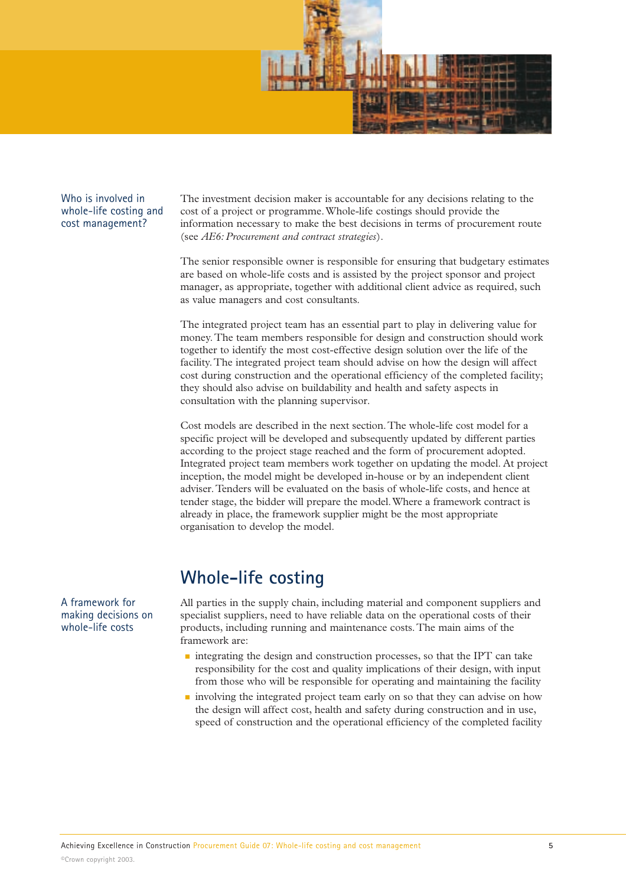### Who is involved in whole-life costing and cost management?

The investment decision maker is accountable for any decisions relating to the cost of a project or programme. Whole-life costings should provide the information necessary to make the best decisions in terms of procurement route (see *AE6: Procurement and contract strategies*).

The senior responsible owner is responsible for ensuring that budgetary estimates are based on whole-life costs and is assisted by the project sponsor and project manager, as appropriate, together with additional client advice as required, such as value managers and cost consultants.

The integrated project team has an essential part to play in delivering value for money. The team members responsible for design and construction should work together to identify the most cost-effective design solution over the life of the facility. The integrated project team should advise on how the design will affect cost during construction and the operational efficiency of the completed facility; they should also advise on buildability and health and safety aspects in consultation with the planning supervisor.

Cost models are described in the next section. The whole-life cost model for a specific project will be developed and subsequently updated by different parties according to the project stage reached and the form of procurement adopted. Integrated project team members work together on updating the model. At project inception, the model might be developed in-house or by an independent client adviser. Tenders will be evaluated on the basis of whole-life costs, and hence at tender stage, the bidder will prepare the model. Where a framework contract is already in place, the framework supplier might be the most appropriate organisation to develop the model.

## Whole-life costing

### A framework for making decisions on whole-life costs

All parties in the supply chain, including material and component suppliers and specialist suppliers, need to have reliable data on the operational costs of their products, including running and maintenance costs. The main aims of the framework are:

- integrating the design and construction processes, so that the IPT can take responsibility for the cost and quality implications of their design, with input from those who will be responsible for operating and maintaining the facility
- involving the integrated project team early on so that they can advise on how the design will affect cost, health and safety during construction and in use, speed of construction and the operational efficiency of the completed facility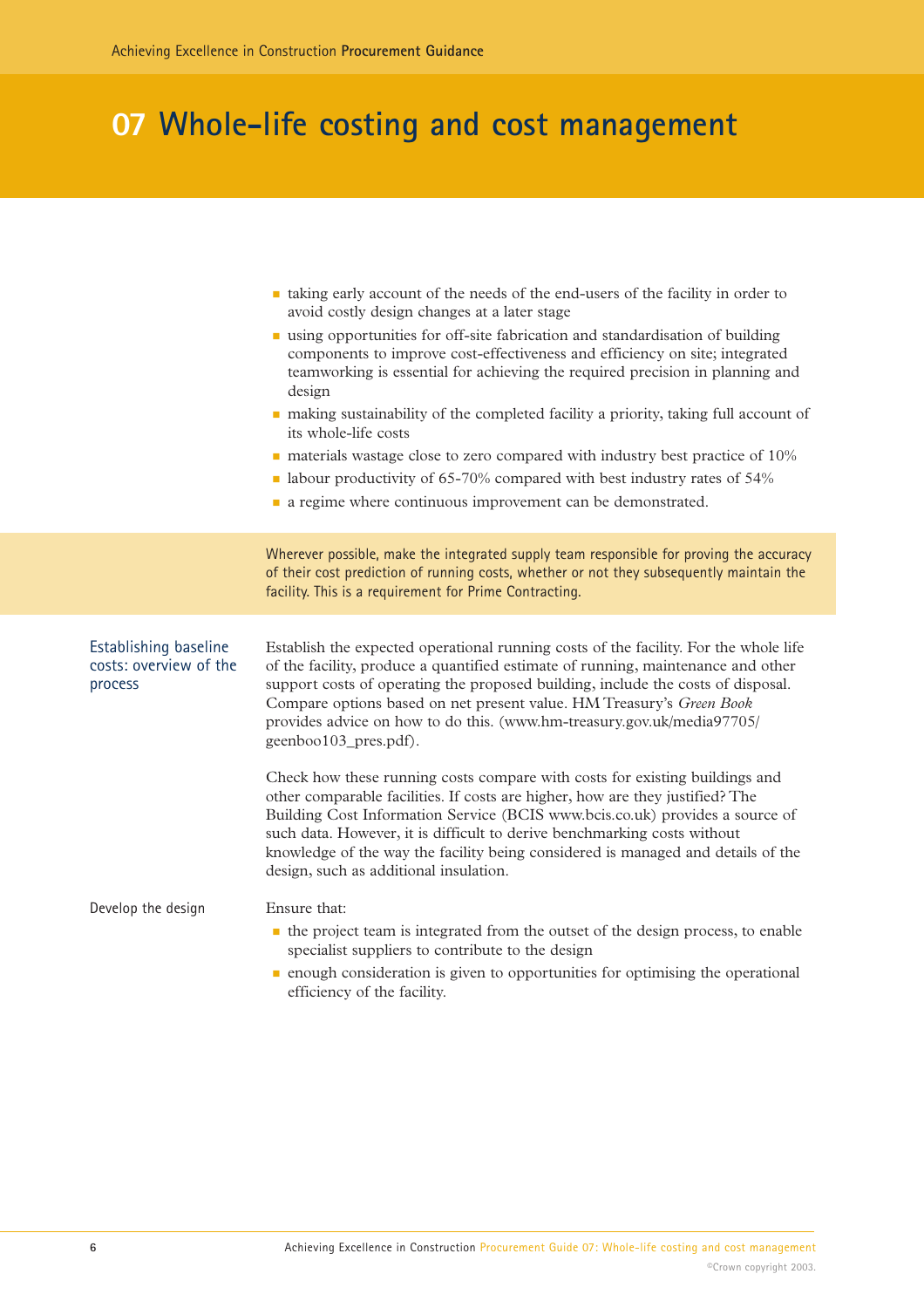# 07 Whole-life costing and cost management

- taking early account of the needs of the end-users of the facility in order to avoid costly design changes at a later stage
- using opportunities for off-site fabrication and standardisation of building components to improve cost-effectiveness and efficiency on site; integrated teamworking is essential for achieving the required precision in planning and design
- making sustainability of the completed facility a priority, taking full account of its whole-life costs
- materials wastage close to zero compared with industry best practice of 10%
- labour productivity of 65-70% compared with best industry rates of 54%
- a regime where continuous improvement can be demonstrated.

Wherever possible, make the integrated supply team responsible for proving the accuracy of their cost prediction of running costs, whether or not they subsequently maintain the facility. This is a requirement for Prime Contracting.

## Establishing baseline costs: overview of the process

Establish the expected operational running costs of the facility. For the whole life of the facility, produce a quantified estimate of running, maintenance and other support costs of operating the proposed building, include the costs of disposal. Compare options based on net present value. HM Treasury's *Green Book* provides advice on how to do this. (www.hm-treasury.gov.uk/media97705/geenboo103_pres.pdf).

Check how these running costs compare with costs for existing buildings and other comparable facilities. If costs are higher, how are they justified? The Building Cost Information Service (BCIS www.bcis.co.uk) provides a source of such data. However, it is difficult to derive benchmarking costs without knowledge of the way the facility being considered is managed and details of the design, such as additional insulation.

## Develop the design

Ensure that:

- the project team is integrated from the outset of the design process, to enable specialist suppliers to contribute to the design
- enough consideration is given to opportunities for optimising the operational efficiency of the facility.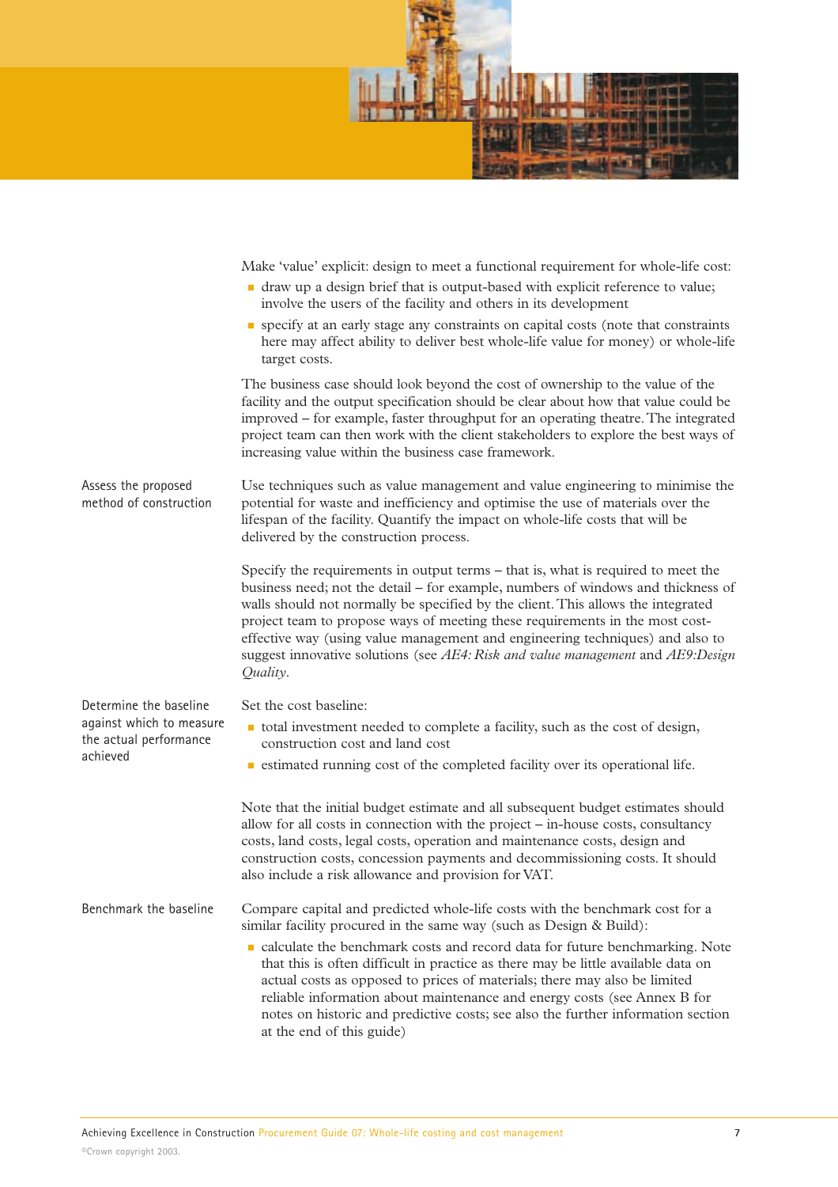Make 'value' explicit: design to meet a functional requirement for whole-life cost:

- draw up a design brief that is output-based with explicit reference to value; involve the users of the facility and others in its development
- specify at an early stage any constraints on capital costs (note that constraints here may affect ability to deliver best whole-life value for money) or whole-life target costs.

The business case should look beyond the cost of ownership to the value of the facility and the output specification should be clear about how that value could be improved – for example, faster throughput for an operating theatre. The integrated project team can then work with the client stakeholders to explore the best ways of increasing value within the business case framework.

**Assess the proposed method of construction**

Use techniques such as value management and value engineering to minimise the potential for waste and inefficiency and optimise the use of materials over the lifespan of the facility. Quantify the impact on whole-life costs that will be delivered by the construction process.

Specify the requirements in output terms – that is, what is required to meet the business need; not the detail – for example, numbers of windows and thickness of walls should not normally be specified by the client. This allows the integrated project team to propose ways of meeting these requirements in the most cost-effective way (using value management and engineering techniques) and also to suggest innovative solutions (see *AE4: Risk and value management* and *AE9: Design Quality*.

**Determine the baseline against which to measure the actual performance achieved**

Set the cost baseline:

- total investment needed to complete a facility, such as the cost of design, construction cost and land cost
- estimated running cost of the completed facility over its operational life.

Note that the initial budget estimate and all subsequent budget estimates should allow for all costs in connection with the project – in-house costs, consultancy costs, land costs, legal costs, operation and maintenance costs, design and construction costs, concession payments and decommissioning costs. It should also include a risk allowance and provision for VAT.

**Benchmark the baseline**

Compare capital and predicted whole-life costs with the benchmark cost for a similar facility procured in the same way (such as Design & Build):

- calculate the benchmark costs and record data for future benchmarking. Note that this is often difficult in practice as there may be little available data on actual costs as opposed to prices of materials; there may also be limited reliable information about maintenance and energy costs (see Annex B for notes on historic and predictive costs; see also the further information section at the end of this guide)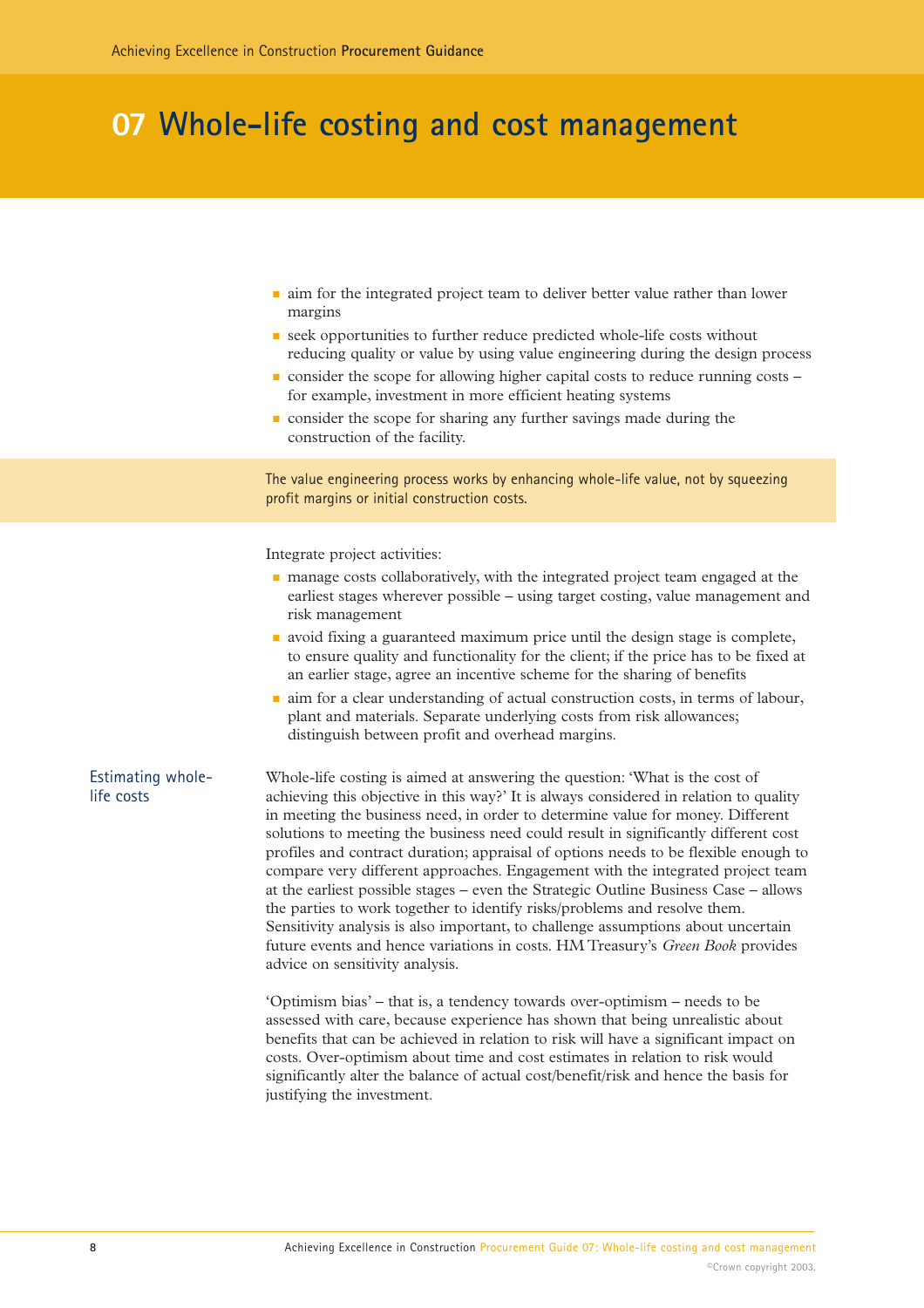# 07 Whole-life costing and cost management

- aim for the integrated project team to deliver better value rather than lower margins
- seek opportunities to further reduce predicted whole-life costs without reducing quality or value by using value engineering during the design process
- consider the scope for allowing higher capital costs to reduce running costs – for example, investment in more efficient heating systems
- consider the scope for sharing any further savings made during the construction of the facility.

> The value engineering process works by enhancing whole-life value, not by squeezing profit margins or initial construction costs.

Integrate project activities:

- manage costs collaboratively, with the integrated project team engaged at the earliest stages wherever possible – using target costing, value management and risk management
- avoid fixing a guaranteed maximum price until the design stage is complete, to ensure quality and functionality for the client; if the price has to be fixed at an earlier stage, agree an incentive scheme for the sharing of benefits
- aim for a clear understanding of actual construction costs, in terms of labour, plant and materials. Separate underlying costs from risk allowances; distinguish between profit and overhead margins.

## Estimating whole-life costs

Whole-life costing is aimed at answering the question: 'What is the cost of achieving this objective in this way?' It is always considered in relation to quality in meeting the business need, in order to determine value for money. Different solutions to meeting the business need could result in significantly different cost profiles and contract duration; appraisal of options needs to be flexible enough to compare very different approaches. Engagement with the integrated project team at the earliest possible stages – even the Strategic Outline Business Case – allows the parties to work together to identify risks/problems and resolve them. Sensitivity analysis is also important, to challenge assumptions about uncertain future events and hence variations in costs. HM Treasury's *Green Book* provides advice on sensitivity analysis.

'Optimism bias' – that is, a tendency towards over-optimism – needs to be assessed with care, because experience has shown that being unrealistic about benefits that can be achieved in relation to risk will have a significant impact on costs. Over-optimism about time and cost estimates in relation to risk would significantly alter the balance of actual cost/benefit/risk and hence the basis for justifying the investment.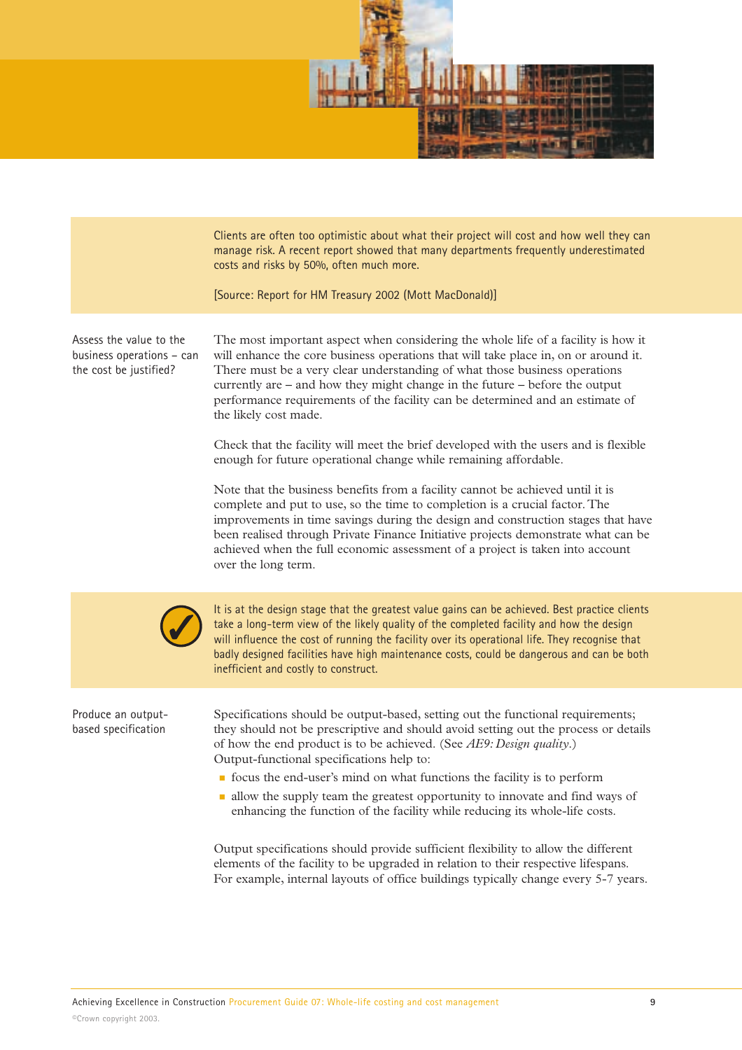Clients are often too optimistic about what their project will cost and how well they can manage risk. A recent report showed that many departments frequently underestimated costs and risks by 50%, often much more.

[Source: Report for HM Treasury 2002 (Mott MacDonald)]

**Assess the value to the business operations – can the cost be justified?**

The most important aspect when considering the whole life of a facility is how it will enhance the core business operations that will take place in, on or around it. There must be a very clear understanding of what those business operations currently are – and how they might change in the future – before the output performance requirements of the facility can be determined and an estimate of the likely cost made.

Check that the facility will meet the brief developed with the users and is flexible enough for future operational change while remaining affordable.

Note that the business benefits from a facility cannot be achieved until it is complete and put to use, so the time to completion is a crucial factor. The improvements in time savings during the design and construction stages that have been realised through Private Finance Initiative projects demonstrate what can be achieved when the full economic assessment of a project is taken into account over the long term.

It is at the design stage that the greatest value gains can be achieved. Best practice clients take a long-term view of the likely quality of the completed facility and how the design will influence the cost of running the facility over its operational life. They recognise that badly designed facilities have high maintenance costs, could be dangerous and can be both inefficient and costly to construct.

**Produce an output-based specification**

Specifications should be output-based, setting out the functional requirements; they should not be prescriptive and should avoid setting out the process or details of how the end product is to be achieved. (See *AE9: Design quality*.) Output-functional specifications help to:

- focus the end-user's mind on what functions the facility is to perform
- allow the supply team the greatest opportunity to innovate and find ways of enhancing the function of the facility while reducing its whole-life costs.

Output specifications should provide sufficient flexibility to allow the different elements of the facility to be upgraded in relation to their respective lifespans. For example, internal layouts of office buildings typically change every 5-7 years.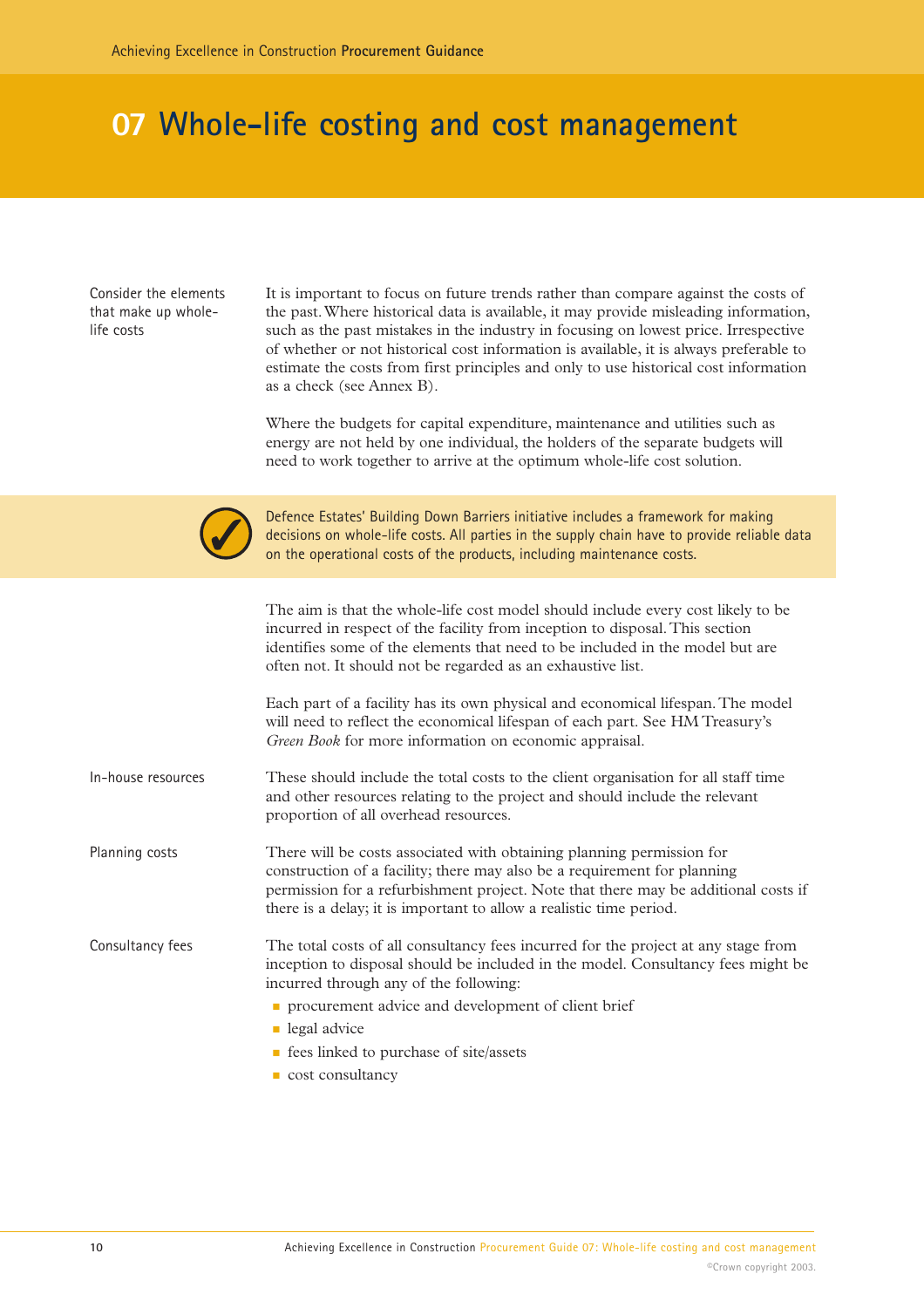# 07 Whole-life costing and cost management

**Consider the elements that make up whole-life costs**

It is important to focus on future trends rather than compare against the costs of the past. Where historical data is available, it may provide misleading information, such as the past mistakes in the industry in focusing on lowest price. Irrespective of whether or not historical cost information is available, it is always preferable to estimate the costs from first principles and only to use historical cost information as a check (see Annex B).

Where the budgets for capital expenditure, maintenance and utilities such as energy are not held by one individual, the holders of the separate budgets will need to work together to arrive at the optimum whole-life cost solution.

> ✓ Defence Estates' Building Down Barriers initiative includes a framework for making decisions on whole-life costs. All parties in the supply chain have to provide reliable data on the operational costs of the products, including maintenance costs.

The aim is that the whole-life cost model should include every cost likely to be incurred in respect of the facility from inception to disposal. This section identifies some of the elements that need to be included in the model but are often not. It should not be regarded as an exhaustive list.

Each part of a facility has its own physical and economical lifespan. The model will need to reflect the economical lifespan of each part. See HM Treasury's *Green Book* for more information on economic appraisal.

**In-house resources**

These should include the total costs to the client organisation for all staff time and other resources relating to the project and should include the relevant proportion of all overhead resources.

**Planning costs**

There will be costs associated with obtaining planning permission for construction of a facility; there may also be a requirement for planning permission for a refurbishment project. Note that there may be additional costs if there is a delay; it is important to allow a realistic time period.

**Consultancy fees**

The total costs of all consultancy fees incurred for the project at any stage from inception to disposal should be included in the model. Consultancy fees might be incurred through any of the following:

- procurement advice and development of client brief
- legal advice
- fees linked to purchase of site/assets
- cost consultancy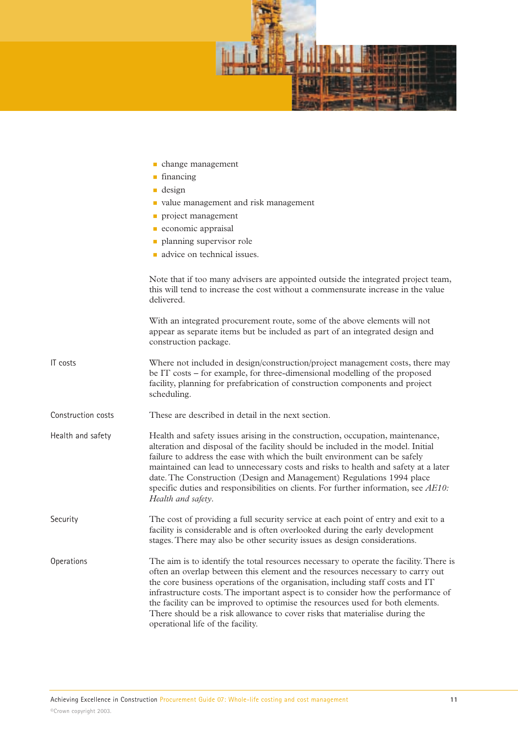- change management
- financing
- design
- value management and risk management
- project management
- economic appraisal
- planning supervisor role
- advice on technical issues.

Note that if too many advisers are appointed outside the integrated project team, this will tend to increase the cost without a commensurate increase in the value delivered.

With an integrated procurement route, some of the above elements will not appear as separate items but be included as part of an integrated design and construction package.

**IT costs**

Where not included in design/construction/project management costs, there may be IT costs – for example, for three-dimensional modelling of the proposed facility, planning for prefabrication of construction components and project scheduling.

**Construction costs**

These are described in detail in the next section.

**Health and safety**

Health and safety issues arising in the construction, occupation, maintenance, alteration and disposal of the facility should be included in the model. Initial failure to address the ease with which the built environment can be safely maintained can lead to unnecessary costs and risks to health and safety at a later date. The Construction (Design and Management) Regulations 1994 place specific duties and responsibilities on clients. For further information, see *AE10: Health and safety*.

**Security**

The cost of providing a full security service at each point of entry and exit to a facility is considerable and is often overlooked during the early development stages. There may also be other security issues as design considerations.

**Operations**

The aim is to identify the total resources necessary to operate the facility. There is often an overlap between this element and the resources necessary to carry out the core business operations of the organisation, including staff costs and IT infrastructure costs. The important aspect is to consider how the performance of the facility can be improved to optimise the resources used for both elements. There should be a risk allowance to cover risks that materialise during the operational life of the facility.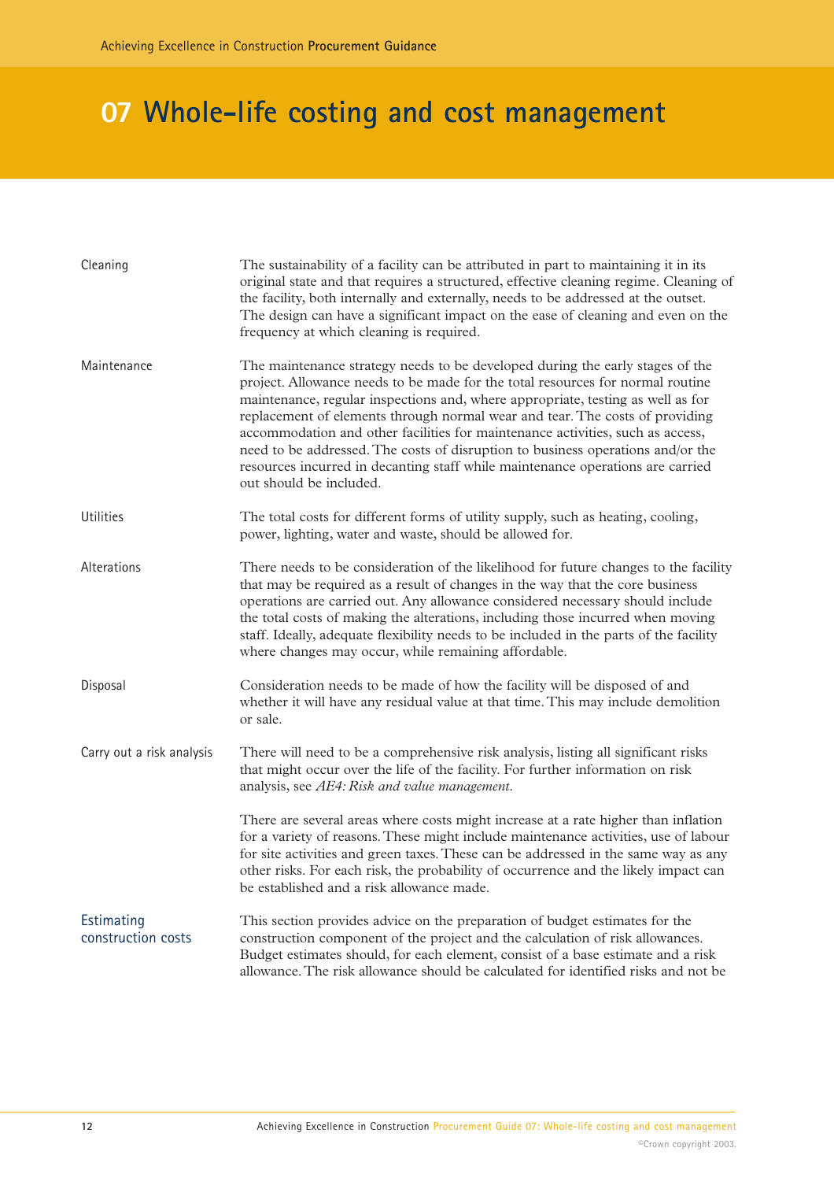# 07 Whole-life costing and cost management

**Cleaning**

The sustainability of a facility can be attributed in part to maintaining it in its original state and that requires a structured, effective cleaning regime. Cleaning of the facility, both internally and externally, needs to be addressed at the outset. The design can have a significant impact on the ease of cleaning and even on the frequency at which cleaning is required.

**Maintenance**

The maintenance strategy needs to be developed during the early stages of the project. Allowance needs to be made for the total resources for normal routine maintenance, regular inspections and, where appropriate, testing as well as for replacement of elements through normal wear and tear. The costs of providing accommodation and other facilities for maintenance activities, such as access, need to be addressed. The costs of disruption to business operations and/or the resources incurred in decanting staff while maintenance operations are carried out should be included.

**Utilities**

The total costs for different forms of utility supply, such as heating, cooling, power, lighting, water and waste, should be allowed for.

**Alterations**

There needs to be consideration of the likelihood for future changes to the facility that may be required as a result of changes in the way that the core business operations are carried out. Any allowance considered necessary should include the total costs of making the alterations, including those incurred when moving staff. Ideally, adequate flexibility needs to be included in the parts of the facility where changes may occur, while remaining affordable.

**Disposal**

Consideration needs to be made of how the facility will be disposed of and whether it will have any residual value at that time. This may include demolition or sale.

**Carry out a risk analysis**

There will need to be a comprehensive risk analysis, listing all significant risks that might occur over the life of the facility. For further information on risk analysis, see *AE4: Risk and value management*.

There are several areas where costs might increase at a rate higher than inflation for a variety of reasons. These might include maintenance activities, use of labour for site activities and green taxes. These can be addressed in the same way as any other risks. For each risk, the probability of occurrence and the likely impact can be established and a risk allowance made.

## Estimating construction costs

This section provides advice on the preparation of budget estimates for the construction component of the project and the calculation of risk allowances. Budget estimates should, for each element, consist of a base estimate and a risk allowance. The risk allowance should be calculated for identified risks and not be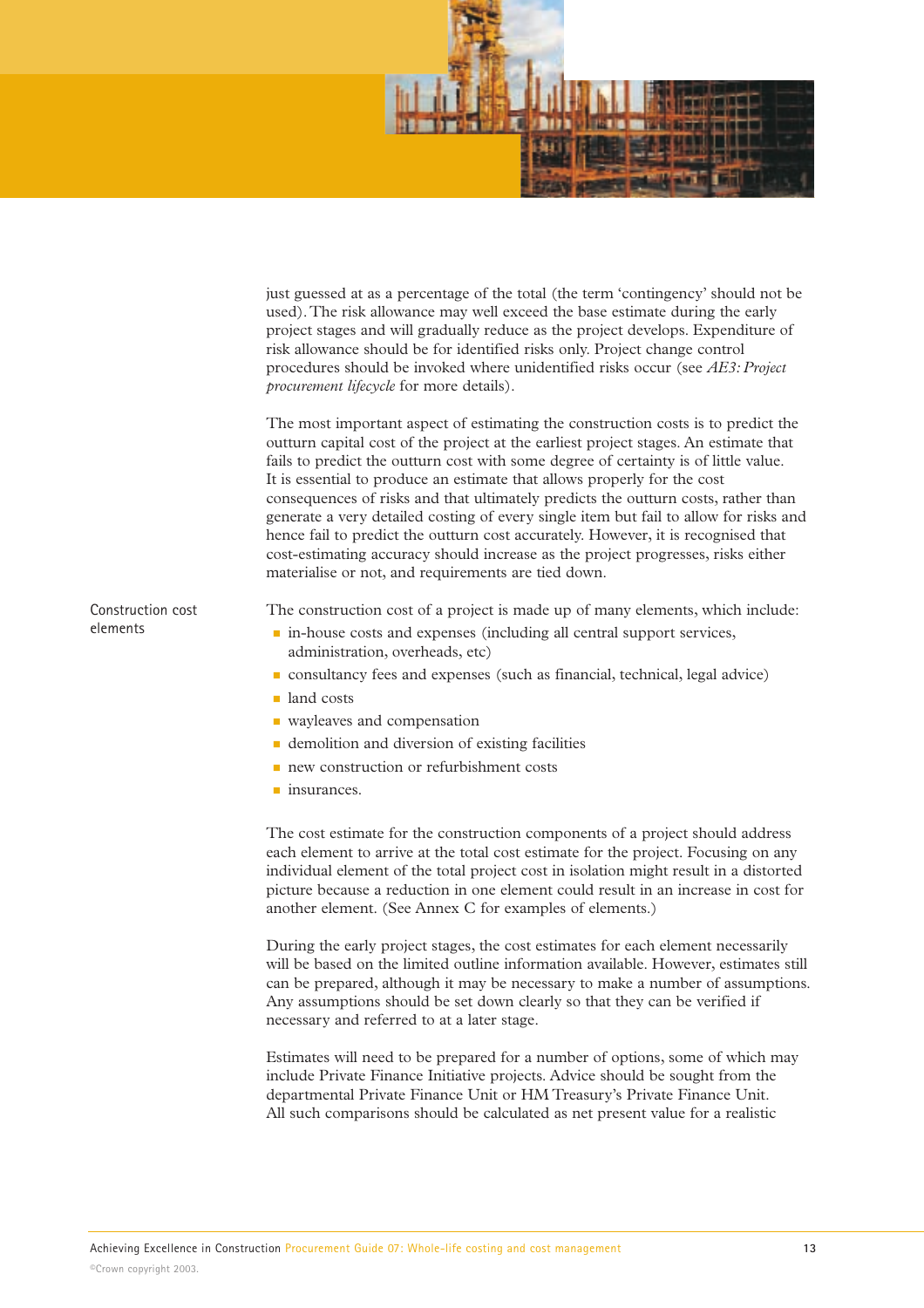just guessed at as a percentage of the total (the term 'contingency' should not be used). The risk allowance may well exceed the base estimate during the early project stages and will gradually reduce as the project develops. Expenditure of risk allowance should be for identified risks only. Project change control procedures should be invoked where unidentified risks occur (see *AE3: Project procurement lifecycle* for more details).

The most important aspect of estimating the construction costs is to predict the outturn capital cost of the project at the earliest project stages. An estimate that fails to predict the outturn cost with some degree of certainty is of little value. It is essential to produce an estimate that allows properly for the cost consequences of risks and that ultimately predicts the outturn costs, rather than generate a very detailed costing of every single item but fail to allow for risks and hence fail to predict the outturn cost accurately. However, it is recognised that cost-estimating accuracy should increase as the project progresses, risks either materialise or not, and requirements are tied down.

## Construction cost elements

The construction cost of a project is made up of many elements, which include:

- in-house costs and expenses (including all central support services, administration, overheads, etc)
- consultancy fees and expenses (such as financial, technical, legal advice)
- land costs
- wayleaves and compensation
- demolition and diversion of existing facilities
- new construction or refurbishment costs
- insurances.

The cost estimate for the construction components of a project should address each element to arrive at the total cost estimate for the project. Focusing on any individual element of the total project cost in isolation might result in a distorted picture because a reduction in one element could result in an increase in cost for another element. (See Annex C for examples of elements.)

During the early project stages, the cost estimates for each element necessarily will be based on the limited outline information available. However, estimates still can be prepared, although it may be necessary to make a number of assumptions. Any assumptions should be set down clearly so that they can be verified if necessary and referred to at a later stage.

Estimates will need to be prepared for a number of options, some of which may include Private Finance Initiative projects. Advice should be sought from the departmental Private Finance Unit or HM Treasury's Private Finance Unit. All such comparisons should be calculated as net present value for a realistic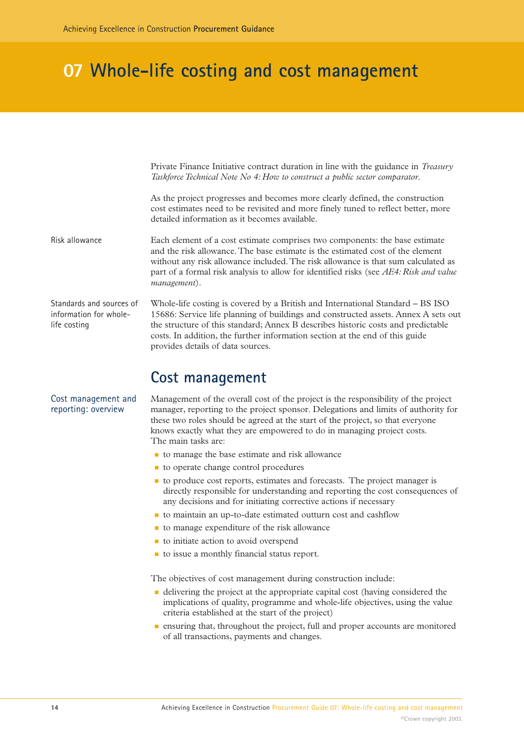# 07 Whole-life costing and cost management

Private Finance Initiative contract duration in line with the guidance in *Treasury Taskforce Technical Note No 4: How to construct a public sector comparator*.

As the project progresses and becomes more clearly defined, the construction cost estimates need to be revisited and more finely tuned to reflect better, more detailed information as it becomes available.

**Risk allowance**

Each element of a cost estimate comprises two components: the base estimate and the risk allowance. The base estimate is the estimated cost of the element without any risk allowance included. The risk allowance is that sum calculated as part of a formal risk analysis to allow for identified risks (see *AE4: Risk and value management*).

**Standards and sources of information for whole-life costing**

Whole-life costing is covered by a British and International Standard – BS ISO 15686: Service life planning of buildings and constructed assets. Annex A sets out the structure of this standard; Annex B describes historic costs and predictable costs. In addition, the further information section at the end of this guide provides details of data sources.

## Cost management

### Cost management and reporting: overview

Management of the overall cost of the project is the responsibility of the project manager, reporting to the project sponsor. Delegations and limits of authority for these two roles should be agreed at the start of the project, so that everyone knows exactly what they are empowered to do in managing project costs. The main tasks are:

- to manage the base estimate and risk allowance
- to operate change control procedures
- to produce cost reports, estimates and forecasts. The project manager is directly responsible for understanding and reporting the cost consequences of any decisions and for initiating corrective actions if necessary
- to maintain an up-to-date estimated outturn cost and cashflow
- to manage expenditure of the risk allowance
- to initiate action to avoid overspend
- to issue a monthly financial status report.

The objectives of cost management during construction include:

- delivering the project at the appropriate capital cost (having considered the implications of quality, programme and whole-life objectives, using the value criteria established at the start of the project)
- ensuring that, throughout the project, full and proper accounts are monitored of all transactions, payments and changes.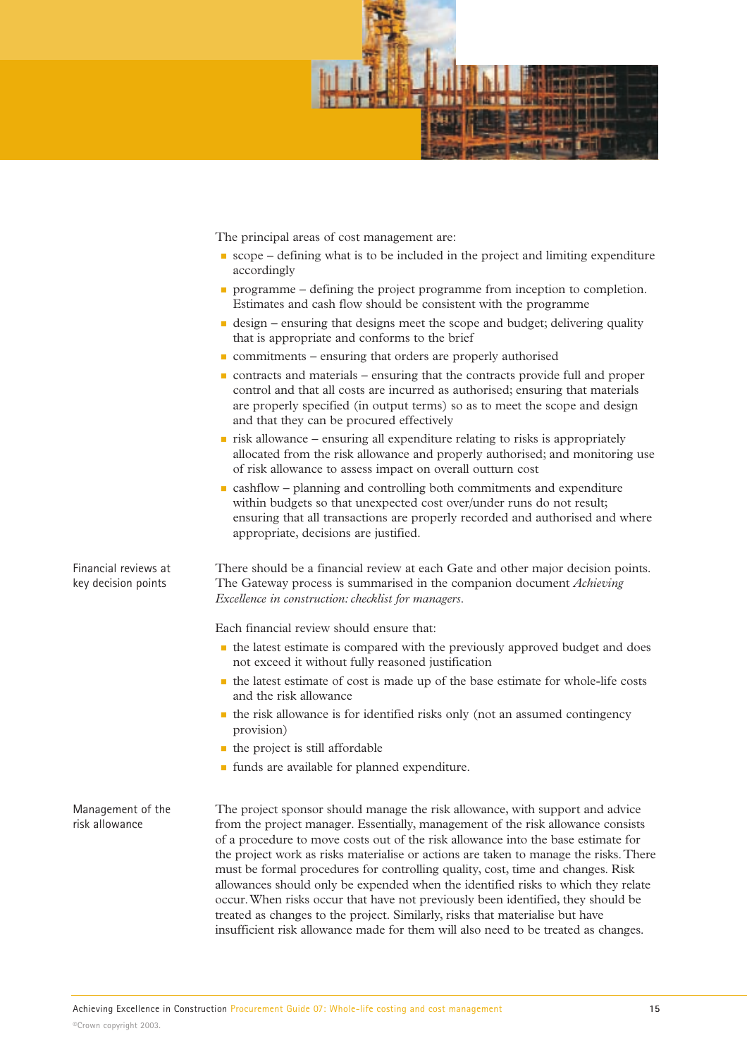The principal areas of cost management are:

- scope – defining what is to be included in the project and limiting expenditure accordingly
- programme – defining the project programme from inception to completion. Estimates and cash flow should be consistent with the programme
- design – ensuring that designs meet the scope and budget; delivering quality that is appropriate and conforms to the brief
- commitments – ensuring that orders are properly authorised
- contracts and materials – ensuring that the contracts provide full and proper control and that all costs are incurred as authorised; ensuring that materials are properly specified (in output terms) so as to meet the scope and design and that they can be procured effectively
- risk allowance – ensuring all expenditure relating to risks is appropriately allocated from the risk allowance and properly authorised; and monitoring use of risk allowance to assess impact on overall outturn cost
- cashflow – planning and controlling both commitments and expenditure within budgets so that unexpected cost over/under runs do not result; ensuring that all transactions are properly recorded and authorised and where appropriate, decisions are justified.

## Financial reviews at key decision points

There should be a financial review at each Gate and other major decision points. The Gateway process is summarised in the companion document *Achieving Excellence in construction: checklist for managers*.

Each financial review should ensure that:

- the latest estimate is compared with the previously approved budget and does not exceed it without fully reasoned justification
- the latest estimate of cost is made up of the base estimate for whole-life costs and the risk allowance
- the risk allowance is for identified risks only (not an assumed contingency provision)
- the project is still affordable
- funds are available for planned expenditure.

## Management of the risk allowance

The project sponsor should manage the risk allowance, with support and advice from the project manager. Essentially, management of the risk allowance consists of a procedure to move costs out of the risk allowance into the base estimate for the project work as risks materialise or actions are taken to manage the risks. There must be formal procedures for controlling quality, cost, time and changes. Risk allowances should only be expended when the identified risks to which they relate occur. When risks occur that have not previously been identified, they should be treated as changes to the project. Similarly, risks that materialise but have insufficient risk allowance made for them will also need to be treated as changes.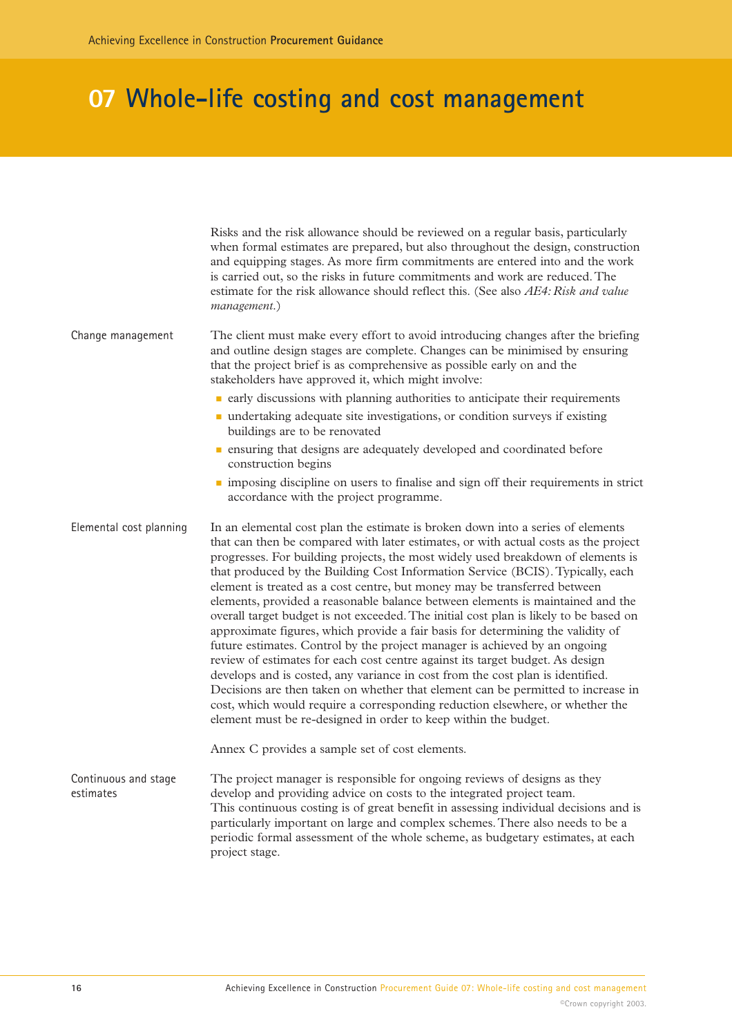Risks and the risk allowance should be reviewed on a regular basis, particularly when formal estimates are prepared, but also throughout the design, construction and equipping stages. As more firm commitments are entered into and the work is carried out, so the risks in future commitments and work are reduced. The estimate for the risk allowance should reflect this. (See also *AE4: Risk and value management.*)

### Change management

The client must make every effort to avoid introducing changes after the briefing and outline design stages are complete. Changes can be minimised by ensuring that the project brief is as comprehensive as possible early on and the stakeholders have approved it, which might involve:

- early discussions with planning authorities to anticipate their requirements
- undertaking adequate site investigations, or condition surveys if existing buildings are to be renovated
- ensuring that designs are adequately developed and coordinated before construction begins
- imposing discipline on users to finalise and sign off their requirements in strict accordance with the project programme.

### Elemental cost planning

In an elemental cost plan the estimate is broken down into a series of elements that can then be compared with later estimates, or with actual costs as the project progresses. For building projects, the most widely used breakdown of elements is that produced by the Building Cost Information Service (BCIS). Typically, each element is treated as a cost centre, but money may be transferred between elements, provided a reasonable balance between elements is maintained and the overall target budget is not exceeded. The initial cost plan is likely to be based on approximate figures, which provide a fair basis for determining the validity of future estimates. Control by the project manager is achieved by an ongoing review of estimates for each cost centre against its target budget. As design develops and is costed, any variance in cost from the cost plan is identified. Decisions are then taken on whether that element can be permitted to increase in cost, which would require a corresponding reduction elsewhere, or whether the element must be re-designed in order to keep within the budget.

Annex C provides a sample set of cost elements.

### Continuous and stage estimates

The project manager is responsible for ongoing reviews of designs as they develop and providing advice on costs to the integrated project team. This continuous costing is of great benefit in assessing individual decisions and is particularly important on large and complex schemes. There also needs to be a periodic formal assessment of the whole scheme, as budgetary estimates, at each project stage.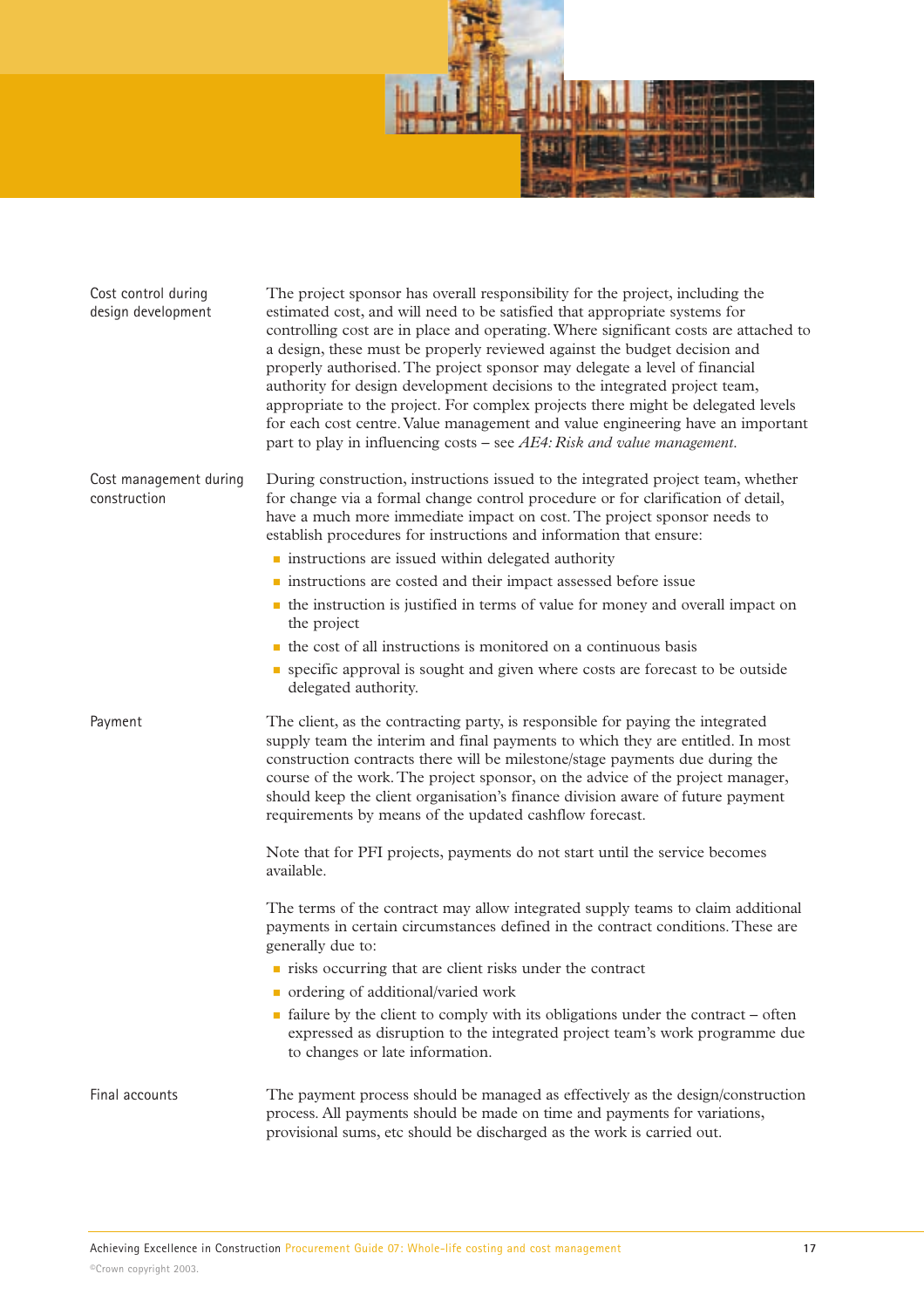### Cost control during design development

The project sponsor has overall responsibility for the project, including the estimated cost, and will need to be satisfied that appropriate systems for controlling cost are in place and operating. Where significant costs are attached to a design, these must be properly reviewed against the budget decision and properly authorised. The project sponsor may delegate a level of financial authority for design development decisions to the integrated project team, appropriate to the project. For complex projects there might be delegated levels for each cost centre. Value management and value engineering have an important part to play in influencing costs – see *AE4: Risk and value management*.

### Cost management during construction

During construction, instructions issued to the integrated project team, whether for change via a formal change control procedure or for clarification of detail, have a much more immediate impact on cost. The project sponsor needs to establish procedures for instructions and information that ensure:

- instructions are issued within delegated authority
- instructions are costed and their impact assessed before issue
- the instruction is justified in terms of value for money and overall impact on the project
- the cost of all instructions is monitored on a continuous basis
- specific approval is sought and given where costs are forecast to be outside delegated authority.

### Payment

The client, as the contracting party, is responsible for paying the integrated supply team the interim and final payments to which they are entitled. In most construction contracts there will be milestone/stage payments due during the course of the work. The project sponsor, on the advice of the project manager, should keep the client organisation's finance division aware of future payment requirements by means of the updated cashflow forecast.

Note that for PFI projects, payments do not start until the service becomes available.

The terms of the contract may allow integrated supply teams to claim additional payments in certain circumstances defined in the contract conditions. These are generally due to:

- risks occurring that are client risks under the contract
- ordering of additional/varied work
- failure by the client to comply with its obligations under the contract – often expressed as disruption to the integrated project team's work programme due to changes or late information.

### Final accounts

The payment process should be managed as effectively as the design/construction process. All payments should be made on time and payments for variations, provisional sums, etc should be discharged as the work is carried out.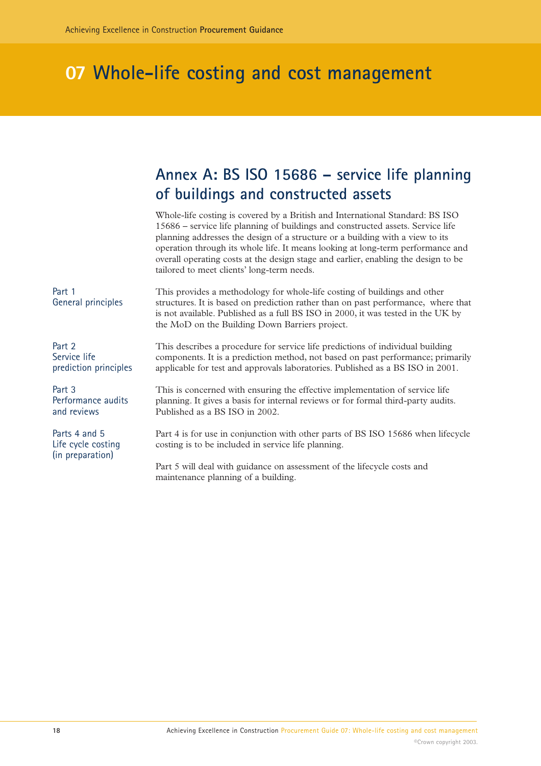# 07 Whole-life costing and cost management

## Annex A: BS ISO 15686 – service life planning of buildings and constructed assets

Whole-life costing is covered by a British and International Standard: BS ISO 15686 – service life planning of buildings and constructed assets. Service life planning addresses the design of a structure or a building with a view to its operation through its whole life. It means looking at long-term performance and overall operating costs at the design stage and earlier, enabling the design to be tailored to meet clients' long-term needs.

**Part 1**
**General principles**

This provides a methodology for whole-life costing of buildings and other structures. It is based on prediction rather than on past performance, where that is not available. Published as a full BS ISO in 2000, it was tested in the UK by the MoD on the Building Down Barriers project.

**Part 2**
**Service life prediction principles**

This describes a procedure for service life predictions of individual building components. It is a prediction method, not based on past performance; primarily applicable for test and approvals laboratories. Published as a BS ISO in 2001.

**Part 3**
**Performance audits and reviews**

This is concerned with ensuring the effective implementation of service life planning. It gives a basis for internal reviews or for formal third-party audits. Published as a BS ISO in 2002.

**Parts 4 and 5**
**Life cycle costing (in preparation)**

Part 4 is for use in conjunction with other parts of BS ISO 15686 when lifecycle costing is to be included in service life planning.

Part 5 will deal with guidance on assessment of the lifecycle costs and maintenance planning of a building.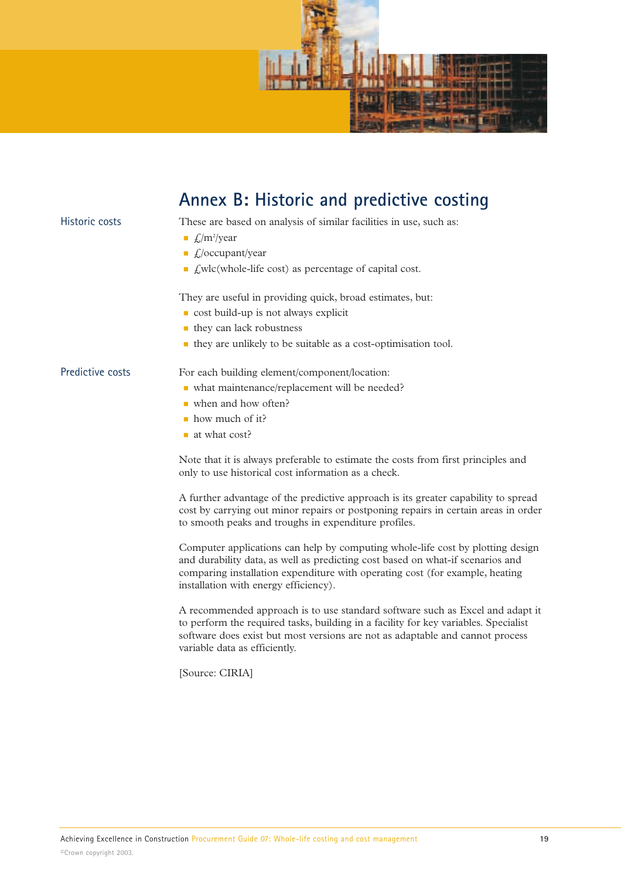# Annex B: Historic and predictive costing

## Historic costs

These are based on analysis of similar facilities in use, such as:

- £/m²/year
- £/occupant/year
- £wlc(whole-life cost) as percentage of capital cost.

They are useful in providing quick, broad estimates, but:

- cost build-up is not always explicit
- they can lack robustness
- they are unlikely to be suitable as a cost-optimisation tool.

## Predictive costs

For each building element/component/location:

- what maintenance/replacement will be needed?
- when and how often?
- how much of it?
- at what cost?

Note that it is always preferable to estimate the costs from first principles and only to use historical cost information as a check.

A further advantage of the predictive approach is its greater capability to spread cost by carrying out minor repairs or postponing repairs in certain areas in order to smooth peaks and troughs in expenditure profiles.

Computer applications can help by computing whole-life cost by plotting design and durability data, as well as predicting cost based on what-if scenarios and comparing installation expenditure with operating cost (for example, heating installation with energy efficiency).

A recommended approach is to use standard software such as Excel and adapt it to perform the required tasks, building in a facility for key variables. Specialist software does exist but most versions are not as adaptable and cannot process variable data as efficiently.

[Source: CIRIA]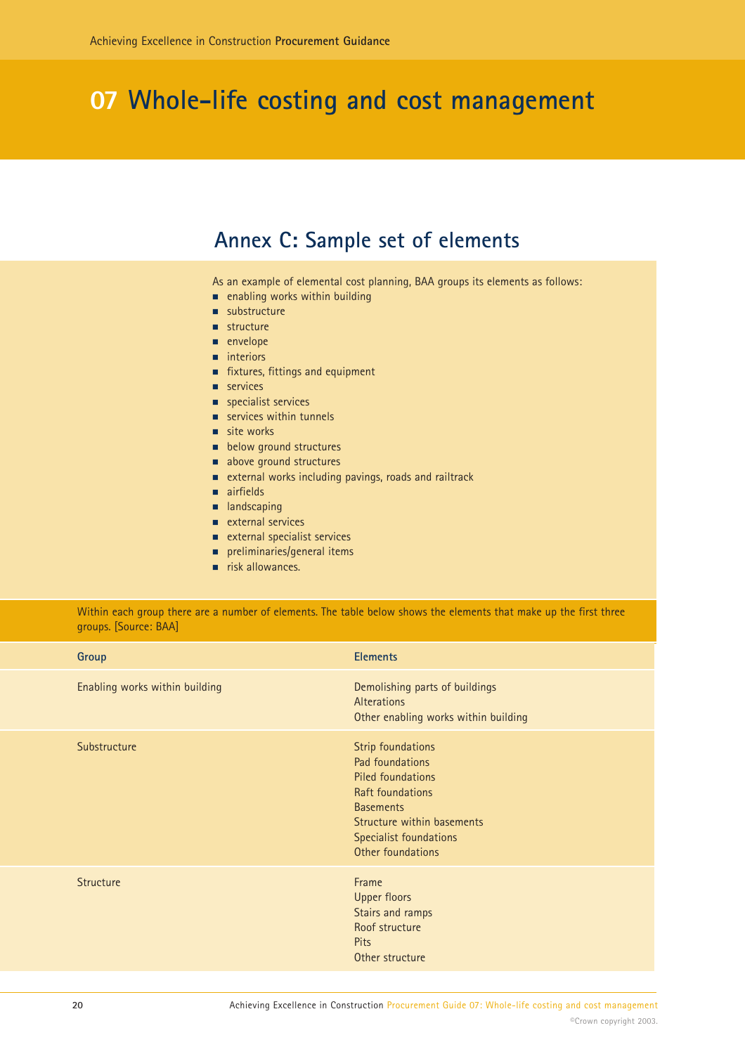# 07 Whole-life costing and cost management

## Annex C: Sample set of elements

As an example of elemental cost planning, BAA groups its elements as follows:

- enabling works within building
- substructure
- structure
- envelope
- interiors
- fixtures, fittings and equipment
- services
- specialist services
- services within tunnels
- site works
- below ground structures
- above ground structures
- external works including pavings, roads and railtrack
- airfields
- landscaping
- external services
- external specialist services
- preliminaries/general items
- risk allowances.

Within each group there are a number of elements. The table below shows the elements that make up the first three groups. [Source: BAA]

| Group | Elements |
|---|---|
| Enabling works within building | Demolishing parts of buildings<br>Alterations<br>Other enabling works within building |
| Substructure | Strip foundations<br>Pad foundations<br>Piled foundations<br>Raft foundations<br>Basements<br>Structure within basements<br>Specialist foundations<br>Other foundations |
| Structure | Frame<br>Upper floors<br>Stairs and ramps<br>Roof structure<br>Pits<br>Other structure |

©Crown copyright 2003.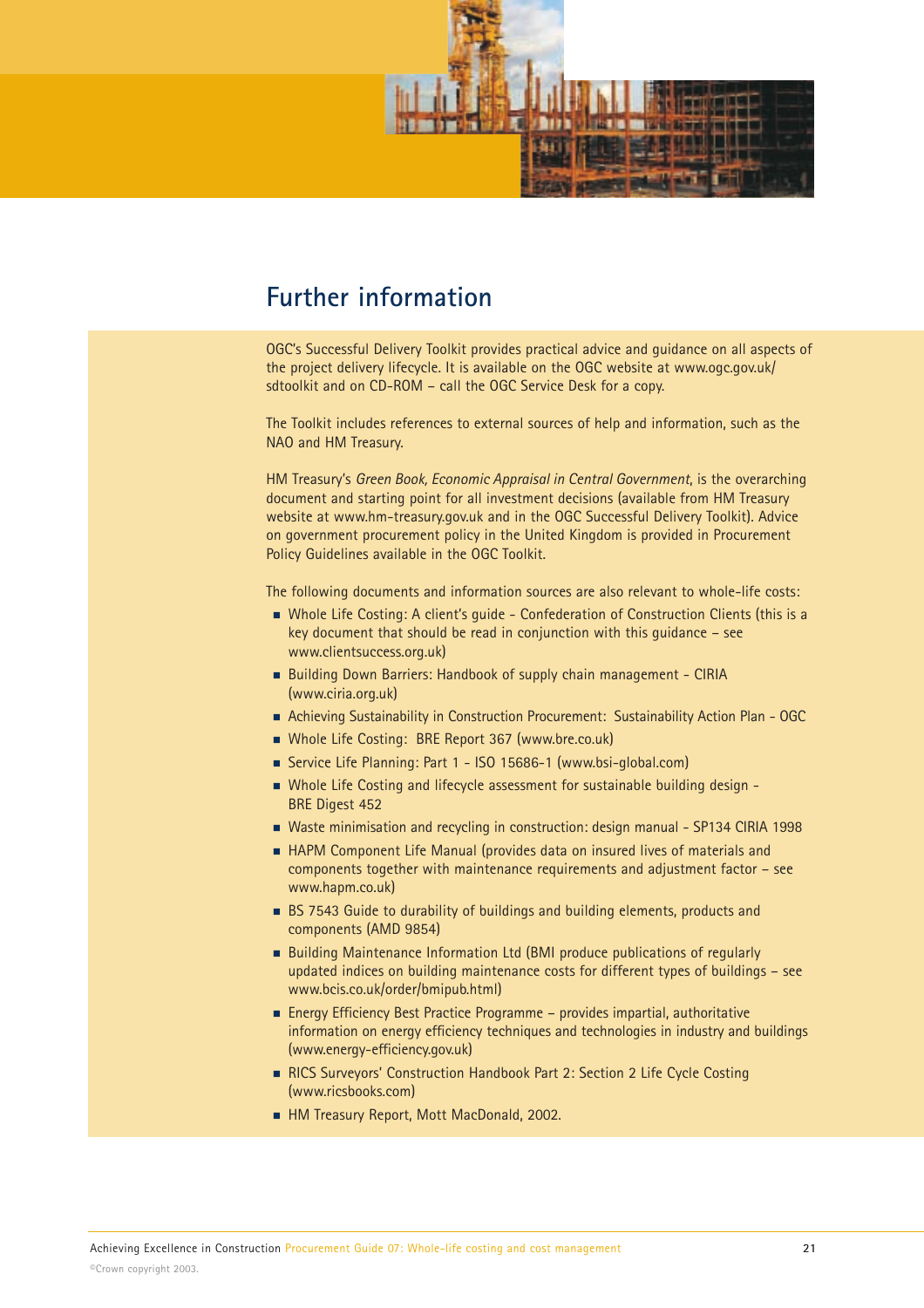# Further information

OGC's Successful Delivery Toolkit provides practical advice and guidance on all aspects of the project delivery lifecycle. It is available on the OGC website at www.ogc.gov.uk/sdtoolkit and on CD-ROM – call the OGC Service Desk for a copy.

The Toolkit includes references to external sources of help and information, such as the NAO and HM Treasury.

HM Treasury's *Green Book, Economic Appraisal in Central Government*, is the overarching document and starting point for all investment decisions (available from HM Treasury website at www.hm-treasury.gov.uk and in the OGC Successful Delivery Toolkit). Advice on government procurement policy in the United Kingdom is provided in Procurement Policy Guidelines available in the OGC Toolkit.

The following documents and information sources are also relevant to whole-life costs:

- Whole Life Costing: A client's guide - Confederation of Construction Clients (this is a key document that should be read in conjunction with this guidance – see www.clientsuccess.org.uk)
- Building Down Barriers: Handbook of supply chain management - CIRIA (www.ciria.org.uk)
- Achieving Sustainability in Construction Procurement: Sustainability Action Plan - OGC
- Whole Life Costing: BRE Report 367 (www.bre.co.uk)
- Service Life Planning: Part 1 - ISO 15686-1 (www.bsi-global.com)
- Whole Life Costing and lifecycle assessment for sustainable building design - BRE Digest 452
- Waste minimisation and recycling in construction: design manual - SP134 CIRIA 1998
- HAPM Component Life Manual (provides data on insured lives of materials and components together with maintenance requirements and adjustment factor – see www.hapm.co.uk)
- BS 7543 Guide to durability of buildings and building elements, products and components (AMD 9854)
- Building Maintenance Information Ltd (BMI produce publications of regularly updated indices on building maintenance costs for different types of buildings – see www.bcis.co.uk/order/bmipub.html)
- Energy Efficiency Best Practice Programme – provides impartial, authoritative information on energy efficiency techniques and technologies in industry and buildings (www.energy-efficiency.gov.uk)
- RICS Surveyors' Construction Handbook Part 2: Section 2 Life Cycle Costing (www.ricsbooks.com)
- HM Treasury Report, Mott MacDonald, 2002.

©Crown copyright 2003.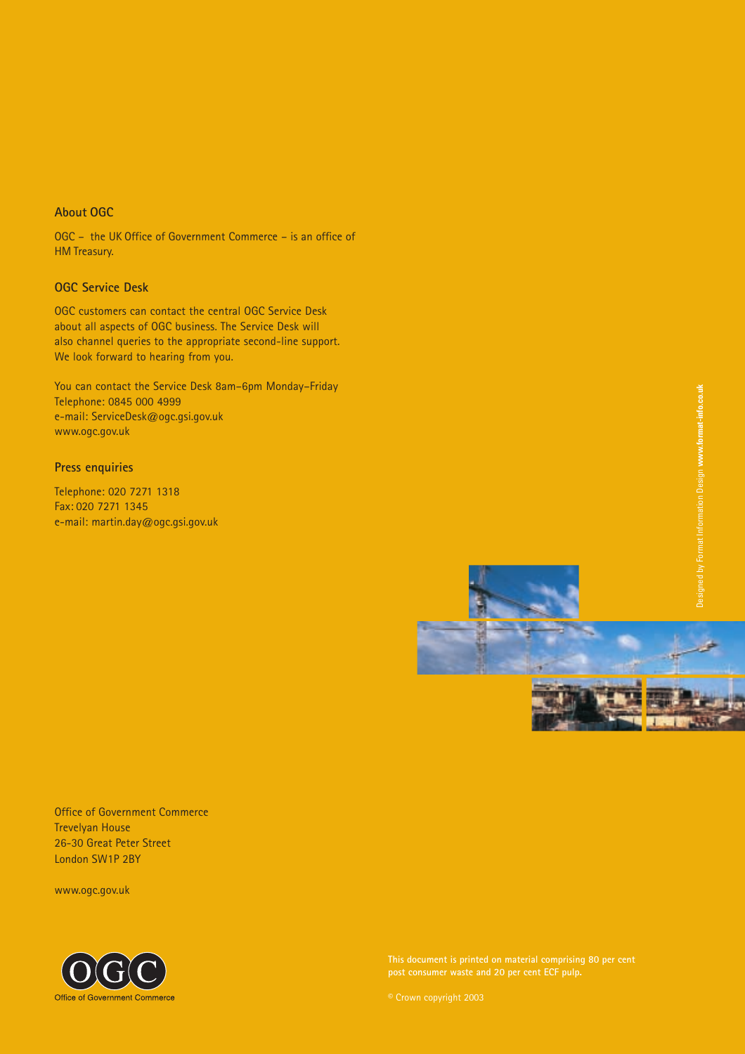## About OGC

OGC – the UK Office of Government Commerce – is an office of HM Treasury.

## OGC Service Desk

OGC customers can contact the central OGC Service Desk about all aspects of OGC business. The Service Desk will also channel queries to the appropriate second-line support. We look forward to hearing from you.

You can contact the Service Desk 8am–6pm Monday–Friday
Telephone: 0845 000 4999
e-mail: ServiceDesk@ogc.gsi.gov.uk
www.ogc.gov.uk

## Press enquiries

Telephone: 020 7271 1318
Fax: 020 7271 1345
e-mail: martin.day@ogc.gsi.gov.uk

Designed by Format Information Design **www.format-info.co.uk**

Office of Government Commerce
Trevelyan House
26-30 Great Peter Street
London SW1P 2BY

www.ogc.gov.uk

OGC
Office of Government Commerce

**This document is printed on material comprising 80 per cent post consumer waste and 20 per cent ECF pulp.**

© Crown copyright 2003